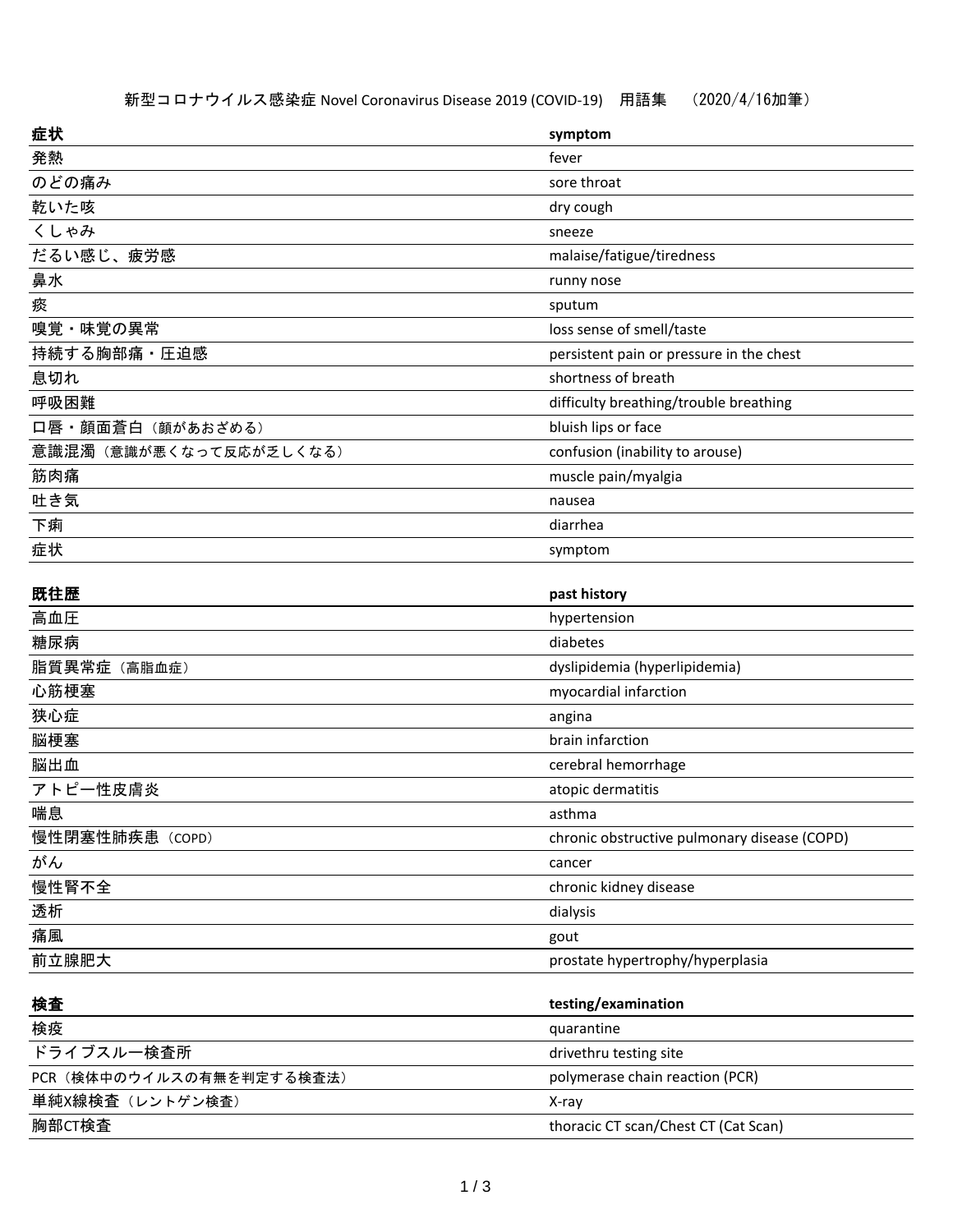# 新型コロナウイルス感染症 Novel Coronavirus Disease 2019 (COVID-19)　用語集　（2020/4/16加筆）

| 症状 | symptom |
| --- | --- |
| 発熱 | fever |
| のどの痛み | sore throat |
| 乾いた咳 | dry cough |
| くしゃみ | sneeze |
| だるい感じ、疲労感 | malaise/fatigue/tiredness |
| 鼻水 | runny nose |
| 痰 | sputum |
| 嗅覚・味覚の異常 | loss sense of smell/taste |
| 持続する胸部痛・圧迫感 | persistent pain or pressure in the chest |
| 息切れ | shortness of breath |
| 呼吸困難 | difficulty breathing/trouble breathing |
| 口唇・顔面蒼白（顔があおざめる） | bluish lips or face |
| 意識混濁（意識が悪くなって反応が乏しくなる） | confusion (inability to arouse) |
| 筋肉痛 | muscle pain/myalgia |
| 吐き気 | nausea |
| 下痢 | diarrhea |
| 症状 | symptom |

| 既往歴 | past history |
| --- | --- |
| 高血圧 | hypertension |
| 糖尿病 | diabetes |
| 脂質異常症（高脂血症） | dyslipidemia (hyperlipidemia) |
| 心筋梗塞 | myocardial infarction |
| 狭心症 | angina |
| 脳梗塞 | brain infarction |
| 脳出血 | cerebral hemorrhage |
| アトピー性皮膚炎 | atopic dermatitis |
| 喘息 | asthma |
| 慢性閉塞性肺疾患（COPD） | chronic obstructive pulmonary disease (COPD) |
| がん | cancer |
| 慢性腎不全 | chronic kidney disease |
| 透析 | dialysis |
| 痛風 | gout |
| 前立腺肥大 | prostate hypertrophy/hyperplasia |

| 検査 | testing/examination |
| --- | --- |
| 検疫 | quarantine |
| ドライブスルー検査所 | drivethru testing site |
| PCR（検体中のウイルスの有無を判定する検査法） | polymerase chain reaction (PCR) |
| 単純X線検査（レントゲン検査） | X-ray |
| 胸部CT検査 | thoracic CT scan/Chest CT (Cat Scan) |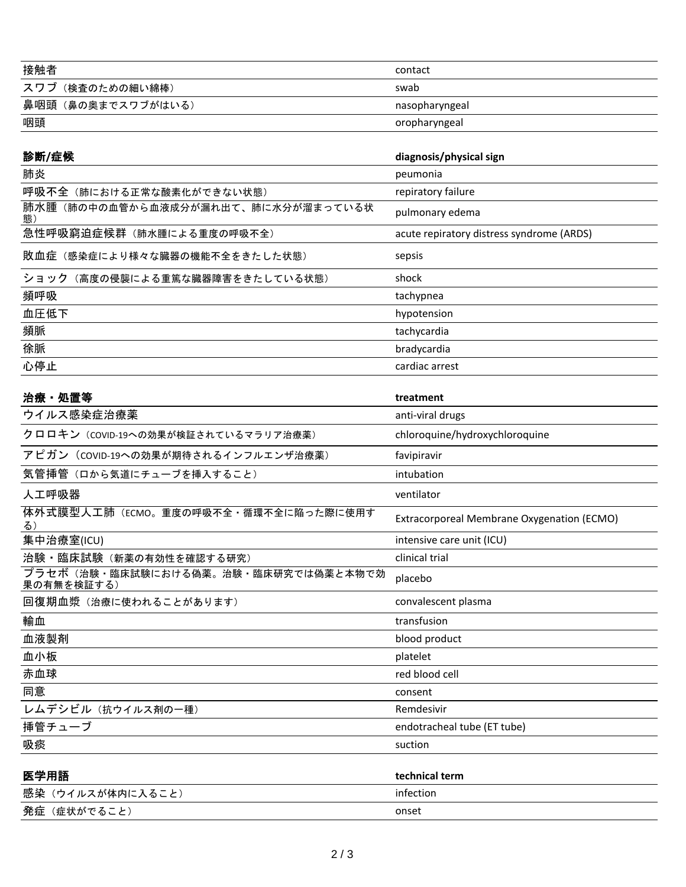| | |
|---|---|
| 接触者 | contact |
| スワブ（検査のための細い綿棒） | swab |
| 鼻咽頭（鼻の奥までスワブがはいる） | nasopharyngeal |
| 咽頭 | oropharyngeal |

| **診断/症候** | **diagnosis/physical sign** |
|---|---|
| 肺炎 | peumonia |
| 呼吸不全（肺における正常な酸素化ができない状態） | repiratory failure |
| 肺水腫（肺の中の血管から血液成分が漏れ出て、肺に水分が溜まっている状態） | pulmonary edema |
| 急性呼吸窮迫症候群（肺水腫による重度の呼吸不全） | acute repiratory distress syndrome (ARDS) |
| 敗血症（感染症により様々な臓器の機能不全をきたした状態） | sepsis |
| ショック（高度の侵襲による重篤な臓器障害をきたしている状態） | shock |
| 頻呼吸 | tachypnea |
| 血圧低下 | hypotension |
| 頻脈 | tachycardia |
| 徐脈 | bradycardia |
| 心停止 | cardiac arrest |

| **治療・処置等** | **treatment** |
|---|---|
| ウイルス感染症治療薬 | anti-viral drugs |
| クロロキン（COVID-19への効果が検証されているマラリア治療薬） | chloroquine/hydroxychloroquine |
| アビガン（COVID-19への効果が期待されるインフルエンザ治療薬） | favipiravir |
| 気管挿管（口から気道にチューブを挿入すること） | intubation |
| 人工呼吸器 | ventilator |
| 体外式膜型人工肺（ECMO。重度の呼吸不全・循環不全に陥った際に使用する） | Extracorporeal Membrane Oxygenation (ECMO) |
| 集中治療室(ICU) | intensive care unit (ICU) |
| 治験・臨床試験（新薬の有効性を確認する研究） | clinical trial |
| プラセボ（治験・臨床試験における偽薬。治験・臨床研究では偽薬と本物で効果の有無を検証する） | placebo |
| 回復期血漿（治療に使われることがあります） | convalescent plasma |
| 輸血 | transfusion |
| 血液製剤 | blood product |
| 血小板 | platelet |
| 赤血球 | red blood cell |
| 同意 | consent |
| レムデシビル（抗ウイルス剤の一種） | Remdesivir |
| 挿管チューブ | endotracheal tube (ET tube) |
| 吸痰 | suction |

| **医学用語** | **technical term** |
|---|---|
| 感染（ウイルスが体内に入ること） | infection |
| 発症（症状がでること） | onset |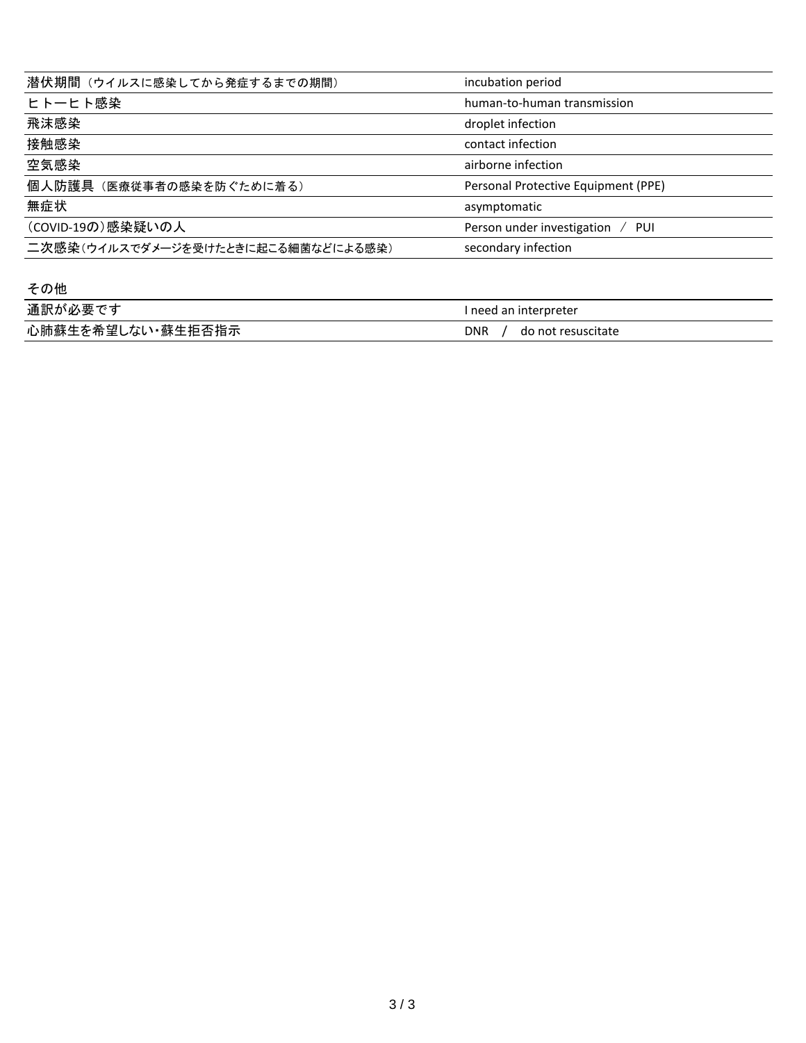| | |
|---|---|
| 潜伏期間（ウイルスに感染してから発症するまでの期間） | incubation period |
| ヒトーヒト感染 | human-to-human transmission |
| 飛沫感染 | droplet infection |
| 接触感染 | contact infection |
| 空気感染 | airborne infection |
| 個人防護具（医療従事者の感染を防ぐために着る） | Personal Protective Equipment (PPE) |
| 無症状 | asymptomatic |
| (COVID-19の)感染疑いの人 | Person under investigation ／ PUI |
| 二次感染(ウイルスでダメージを受けたときに起こる細菌などによる感染) | secondary infection |

その他

| | |
|---|---|
| 通訳が必要です | I need an interpreter |
| 心肺蘇生を希望しない・蘇生拒否指示 | DNR / do not resuscitate |